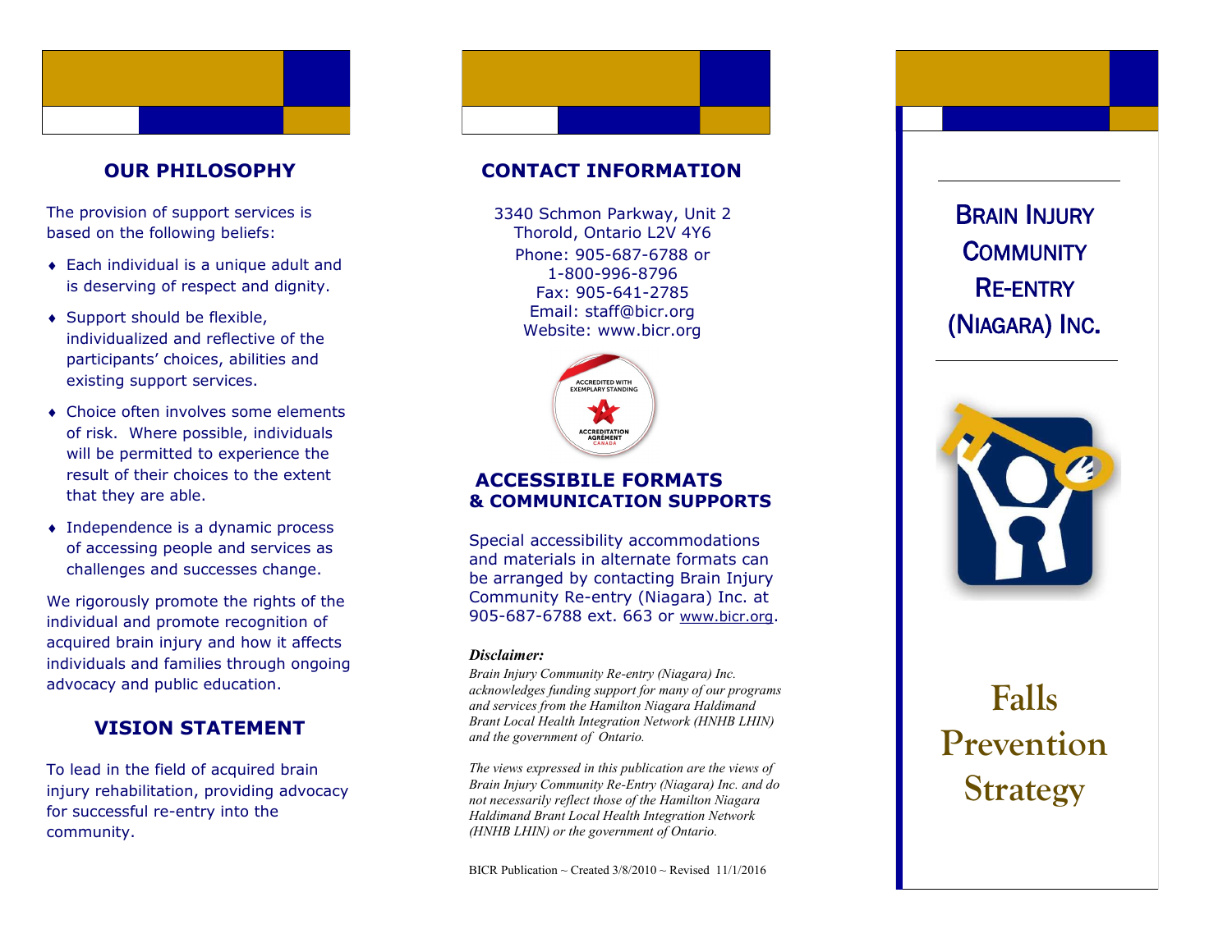## OUR PHILOSOPHY

The provision of support services is based on the following beliefs:

- Each individual is a unique adult and is deserving of respect and dignity.
- Support should be flexible, individualized and reflective of the participants' choices, abilities and existing support services.
- Choice often involves some elements of risk. Where possible, individuals will be permitted to experience the result of their choices to the extent that they are able.
- Independence is a dynamic process of accessing people and services as challenges and successes change.

We rigorously promote the rights of the individual and promote recognition of acquired brain injury and how it affects individuals and families through ongoing advocacy and public education.

## VISION STATEMENT

To lead in the field of acquired brain injury rehabilitation, providing advocacy for successful re-entry into the community.

## CONTACT INFORMATION

3340 Schmon Parkway, Unit 2
Thorold, Ontario L2V 4Y6
Phone: 905-687-6788 or
1-800-996-8796
Fax: 905-641-2785
Email: staff@bicr.org
Website: www.bicr.org

ACCREDITED WITH EXEMPLARY STANDING
ACCREDITATION AGRÉMENT CANADA

## ACCESSIBILE FORMATS & COMMUNICATION SUPPORTS

Special accessibility accommodations and materials in alternate formats can be arranged by contacting Brain Injury Community Re-entry (Niagara) Inc. at 905-687-6788 ext. 663 or www.bicr.org.

***Disclaimer:***

*Brain Injury Community Re-entry (Niagara) Inc. acknowledges funding support for many of our programs and services from the Hamilton Niagara Haldimand Brant Local Health Integration Network (HNHB LHIN) and the government of Ontario.*

*The views expressed in this publication are the views of Brain Injury Community Re-Entry (Niagara) Inc. and do not necessarily reflect those of the Hamilton Niagara Haldimand Brant Local Health Integration Network (HNHB LHIN) or the government of Ontario.*

BICR Publication ~ Created 3/8/2010 ~ Revised 11/1/2016

# BRAIN INJURY COMMUNITY RE-ENTRY (NIAGARA) INC.

# Falls Prevention Strategy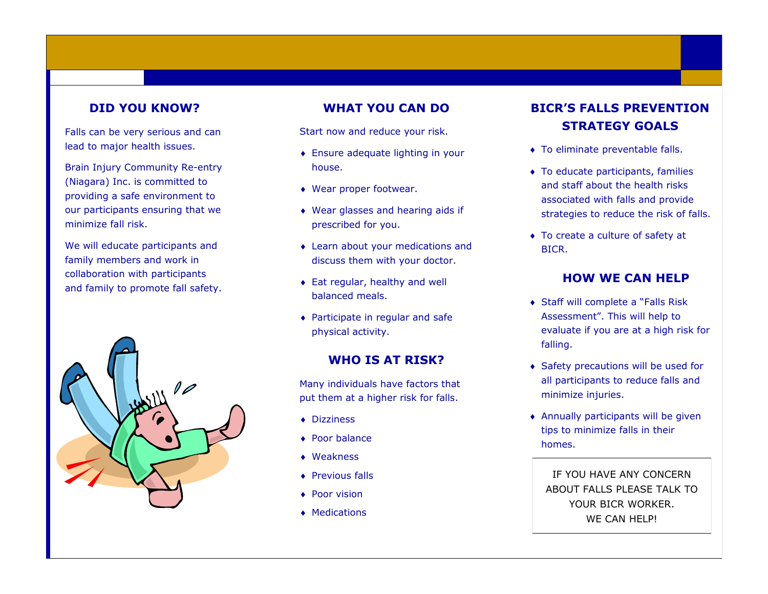## DID YOU KNOW?

Falls can be very serious and can lead to major health issues.

Brain Injury Community Re-entry (Niagara) Inc. is committed to providing a safe environment to our participants ensuring that we minimize fall risk.

We will educate participants and family members and work in collaboration with participants and family to promote fall safety.

## WHAT YOU CAN DO

Start now and reduce your risk.

- Ensure adequate lighting in your house.
- Wear proper footwear.
- Wear glasses and hearing aids if prescribed for you.
- Learn about your medications and discuss them with your doctor.
- Eat regular, healthy and well balanced meals.
- Participate in regular and safe physical activity.

## WHO IS AT RISK?

Many individuals have factors that put them at a higher risk for falls.

- Dizziness
- Poor balance
- Weakness
- Previous falls
- Poor vision
- Medications

## BICR'S FALLS PREVENTION STRATEGY GOALS

- To eliminate preventable falls.
- To educate participants, families and staff about the health risks associated with falls and provide strategies to reduce the risk of falls.
- To create a culture of safety at BICR.

## HOW WE CAN HELP

- Staff will complete a "Falls Risk Assessment". This will help to evaluate if you are at a high risk for falling.
- Safety precautions will be used for all participants to reduce falls and minimize injuries.
- Annually participants will be given tips to minimize falls in their homes.

IF YOU HAVE ANY CONCERN ABOUT FALLS PLEASE TALK TO YOUR BICR WORKER.
WE CAN HELP!